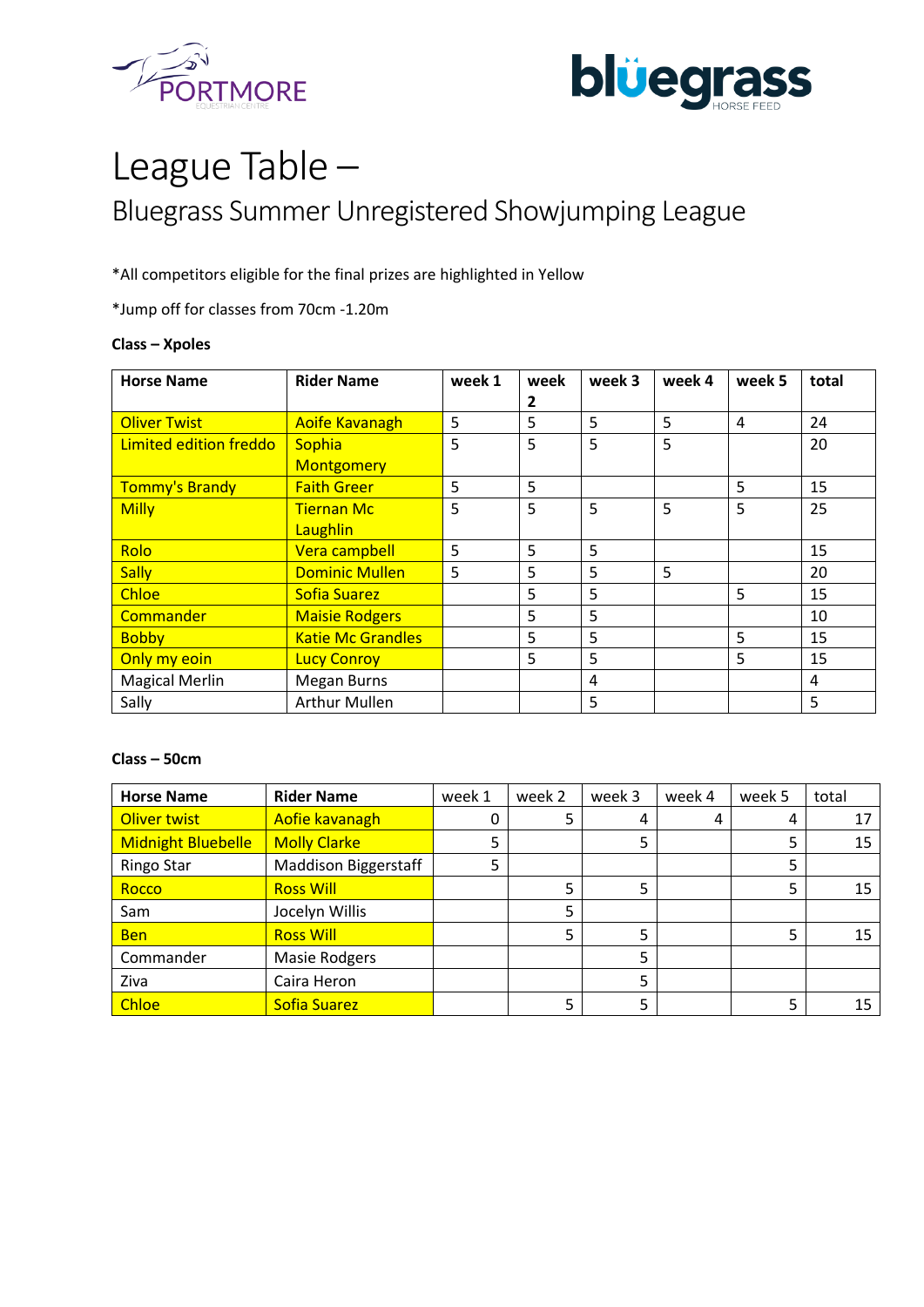# League Table –

## Bluegrass Summer Unregistered Showjumping League

*All competitors eligible for the final prizes are highlighted in Yellow

*Jump off for classes from 70cm -1.20m

**Class – Xpoles**

| Horse Name | Rider Name | week 1 | week 2 | week 3 | week 4 | week 5 | total |
|---|---|---|---|---|---|---|---|
| Oliver Twist | Aoife Kavanagh | 5 | 5 | 5 | 5 | 4 | 24 |
| Limited edition freddo | Sophia Montgomery | 5 | 5 | 5 | 5 | | 20 |
| Tommy's Brandy | Faith Greer | 5 | 5 | | | 5 | 15 |
| Milly | Tiernan Mc Laughlin | 5 | 5 | 5 | 5 | 5 | 25 |
| Rolo | Vera campbell | 5 | 5 | 5 | | | 15 |
| Sally | Dominic Mullen | 5 | 5 | 5 | 5 | | 20 |
| Chloe | Sofia Suarez | | 5 | 5 | | 5 | 15 |
| Commander | Maisie Rodgers | | 5 | 5 | | | 10 |
| Bobby | Katie Mc Grandles | | 5 | 5 | | 5 | 15 |
| Only my eoin | Lucy Conroy | | 5 | 5 | | 5 | 15 |
| Magical Merlin | Megan Burns | | | 4 | | | 4 |
| Sally | Arthur Mullen | | | 5 | | | 5 |

**Class – 50cm**

| Horse Name | Rider Name | week 1 | week 2 | week 3 | week 4 | week 5 | total |
|---|---|---|---|---|---|---|---|
| Oliver twist | Aofie kavanagh | 0 | 5 | 4 | 4 | 4 | 17 |
| Midnight Bluebelle | Molly Clarke | 5 | | 5 | | 5 | 15 |
| Ringo Star | Maddison Biggerstaff | 5 | | | | 5 | |
| Rocco | Ross Will | | 5 | 5 | | 5 | 15 |
| Sam | Jocelyn Willis | | 5 | | | | |
| Ben | Ross Will | | 5 | 5 | | 5 | 15 |
| Commander | Masie Rodgers | | | 5 | | | |
| Ziva | Caira Heron | | | 5 | | | |
| Chloe | Sofia Suarez | | 5 | 5 | | 5 | 15 |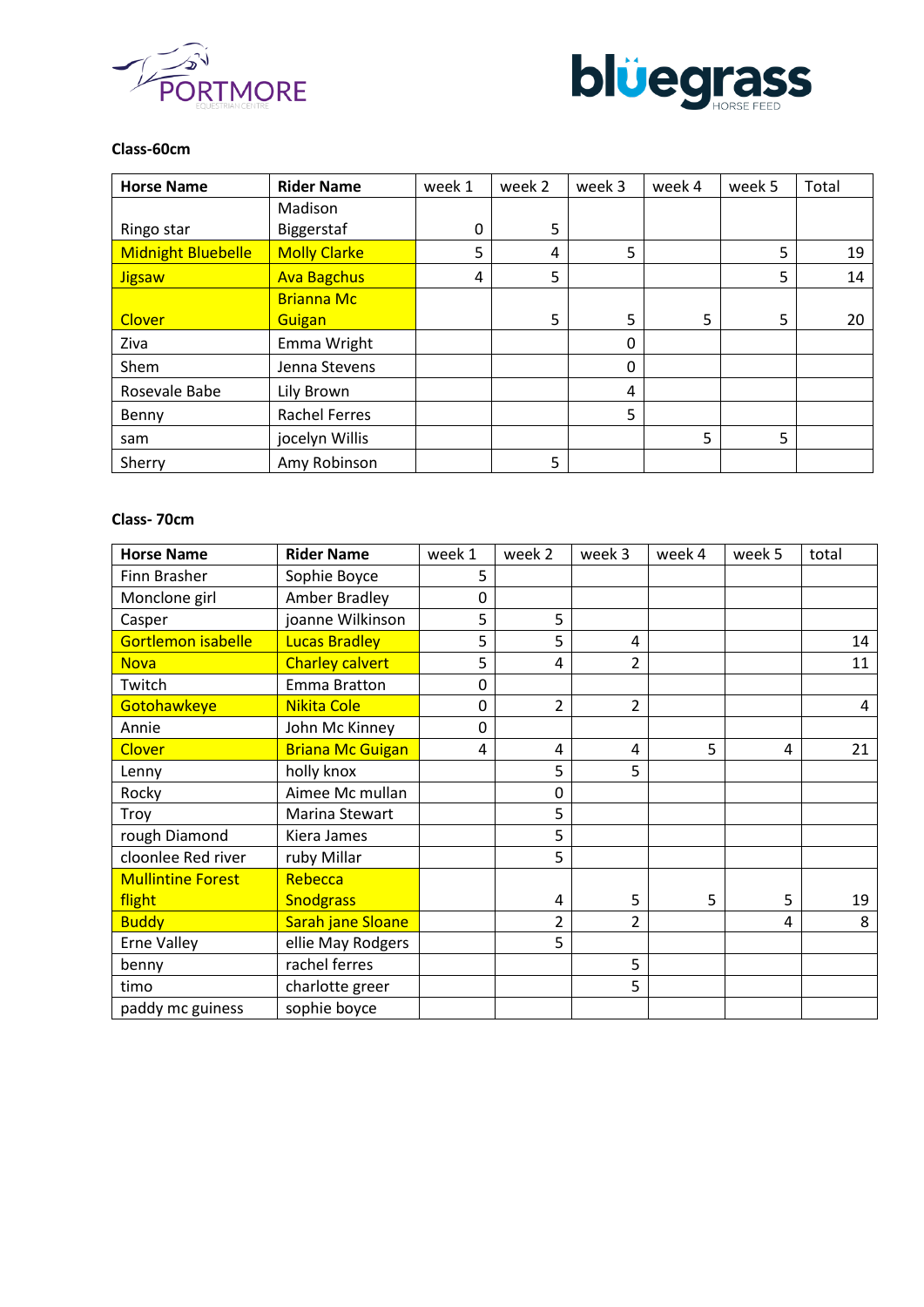**Class-60cm**

| Horse Name | Rider Name | week 1 | week 2 | week 3 | week 4 | week 5 | Total |
|---|---|---|---|---|---|---|---|
| Ringo star | Madison Biggerstaf | 0 | 5 | | | | |
| Midnight Bluebelle | Molly Clarke | 5 | 4 | 5 | | 5 | 19 |
| Jigsaw | Ava Bagchus | 4 | 5 | | | 5 | 14 |
| Clover | Brianna Mc Gugian | | 5 | 5 | 5 | 5 | 20 |
| Ziva | Emma Wright | | | 0 | | | |
| Shem | Jenna Stevens | | | 0 | | | |
| Rosevale Babe | Lily Brown | | | 4 | | | |
| Benny | Rachel Ferres | | | 5 | | | |
| sam | jocelyn Willis | | | | 5 | 5 | |
| Sherry | Amy Robinson | | 5 | | | | |

**Class- 70cm**

| Horse Name | Rider Name | week 1 | week 2 | week 3 | week 4 | week 5 | total |
|---|---|---|---|---|---|---|---|
| Finn Brasher | Sophie Boyce | 5 | | | | | |
| Monclone girl | Amber Bradley | 0 | | | | | |
| Casper | joanne Wilkinson | 5 | 5 | | | | |
| Gortlemon isabelle | Lucas Bradley | 5 | 5 | 4 | | | 14 |
| Nova | Charley calvert | 5 | 4 | 2 | | | 11 |
| Twitch | Emma Bratton | 0 | | | | | |
| Gotohawkeye | Nikita Cole | 0 | 2 | 2 | | | 4 |
| Annie | John Mc Kinney | 0 | | | | | |
| Clover | Briana Mc Guigan | 4 | 4 | 4 | 5 | 4 | 21 |
| Lenny | holly knox | | 5 | 5 | | | |
| Rocky | Aimee Mc mullan | | 0 | | | | |
| Troy | Marina Stewart | | 5 | | | | |
| rough Diamond | Kiera James | | 5 | | | | |
| cloonlee Red river | ruby Millar | | 5 | | | | |
| Mullintine Forest flight | Rebecca Snodgrass | | 4 | 5 | 5 | 5 | 19 |
| Buddy | Sarah jane Sloane | | 2 | 2 | | 4 | 8 |
| Erne Valley | ellie May Rodgers | | 5 | | | | |
| benny | rachel ferres | | | 5 | | | |
| timo | charlotte greer | | | 5 | | | |
| paddy mc guiness | sophie boyce | | | | | | |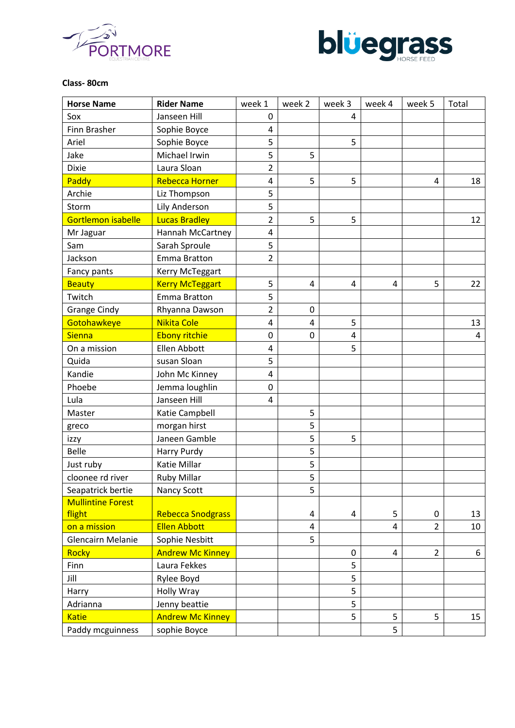**Class- 80cm**

| Horse Name | Rider Name | week 1 | week 2 | week 3 | week 4 | week 5 | Total |
|---|---|---|---|---|---|---|---|
| Sox | Janseen Hill | 0 | | 4 | | | |
| Finn Brasher | Sophie Boyce | 4 | | | | | |
| Ariel | Sophie Boyce | 5 | | 5 | | | |
| Jake | Michael Irwin | 5 | 5 | | | | |
| Dixie | Laura Sloan | 2 | | | | | |
| Paddy | Rebecca Horner | 4 | 5 | 5 | | 4 | 18 |
| Archie | Liz Thompson | 5 | | | | | |
| Storm | Lily Anderson | 5 | | | | | |
| Gortlemon isabelle | Lucas Bradley | 2 | 5 | 5 | | | 12 |
| Mr Jaguar | Hannah McCartney | 4 | | | | | |
| Sam | Sarah Sproule | 5 | | | | | |
| Jackson | Emma Bratton | 2 | | | | | |
| Fancy pants | Kerry McTeggart | | | | | | |
| Beauty | Kerry McTeggart | 5 | 4 | 4 | 4 | 5 | 22 |
| Twitch | Emma Bratton | 5 | | | | | |
| Grange Cindy | Rhyanna Dawson | 2 | 0 | | | | |
| Gotohawkeye | Nikita Cole | 4 | 4 | 5 | | | 13 |
| Sienna | Ebony ritchie | 0 | 0 | 4 | | | 4 |
| On a mission | Ellen Abbott | 4 | | 5 | | | |
| Quida | susan Sloan | 5 | | | | | |
| Kandie | John Mc Kinney | 4 | | | | | |
| Phoebe | Jemma loughlin | 0 | | | | | |
| Lula | Janseen Hill | 4 | | | | | |
| Master | Katie Campbell | | 5 | | | | |
| greco | morgan hirst | | 5 | | | | |
| izzy | Janeen Gamble | | 5 | 5 | | | |
| Belle | Harry Purdy | | 5 | | | | |
| Just ruby | Katie Millar | | 5 | | | | |
| cloonee rd river | Ruby Millar | | 5 | | | | |
| Seapatrick bertie | Nancy Scott | | 5 | | | | |
| Mullintine Forest flight | Rebecca Snodgrass | | 4 | 4 | 5 | 0 | 13 |
| on a mission | Ellen Abbott | | 4 | | 4 | 2 | 10 |
| Glencairn Melanie | Sophie Nesbitt | | 5 | | | | |
| Rocky | Andrew Mc Kinney | | | 0 | 4 | 2 | 6 |
| Finn | Laura Fekkes | | | 5 | | | |
| Jill | Rylee Boyd | | | 5 | | | |
| Harry | Holly Wray | | | 5 | | | |
| Adrianna | Jenny beattie | | | 5 | | | |
| Katie | Andrew Mc Kinney | | | 5 | 5 | 5 | 15 |
| Paddy mcguinness | sophie Boyce | | | | 5 | | |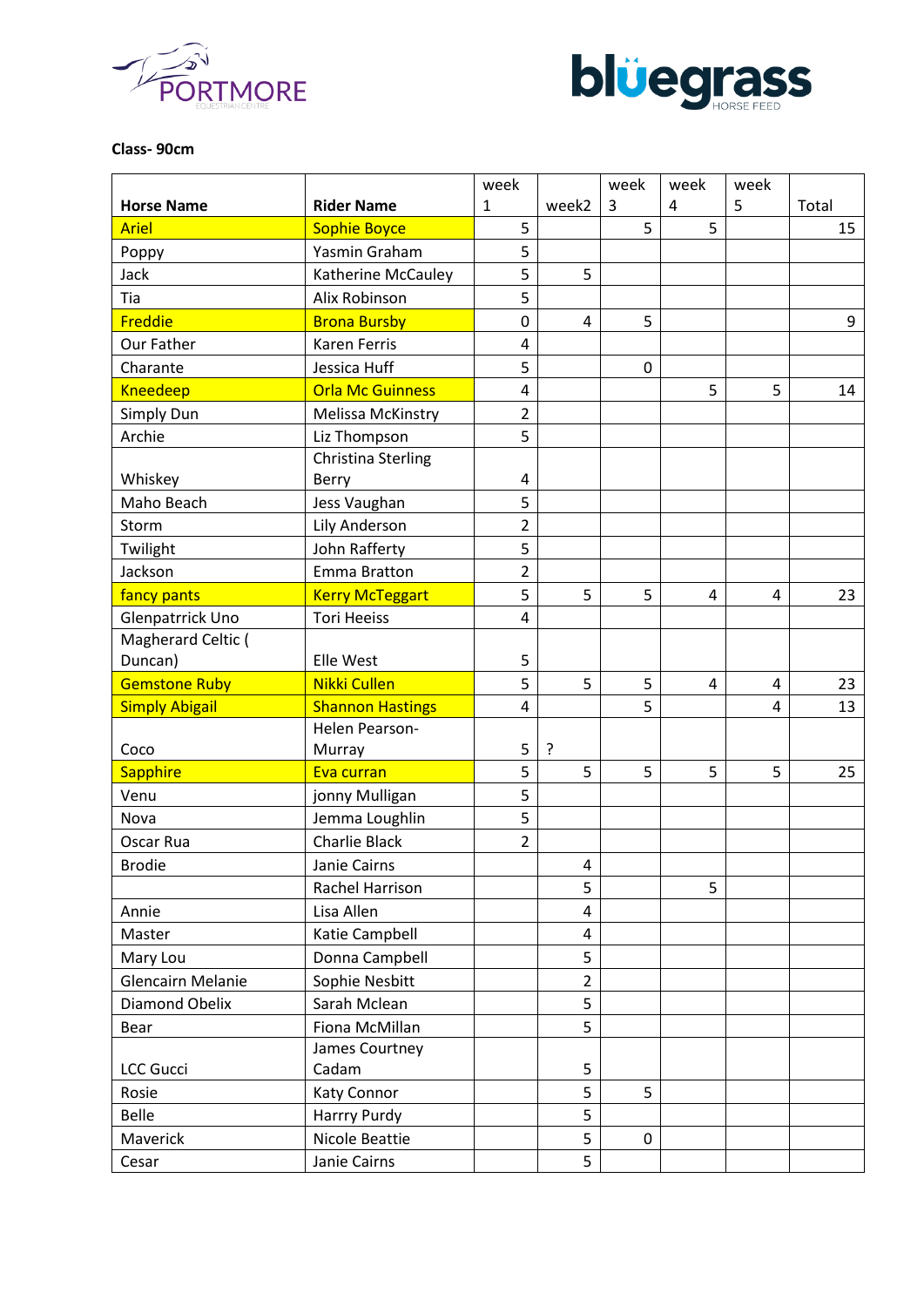**Class- 90cm**

| Horse Name | Rider Name | week 1 | week2 | week 3 | week 4 | week 5 | Total |
|---|---|---|---|---|---|---|---|
| Ariel | Sophie Boyce | 5 | | 5 | 5 | | 15 |
| Poppy | Yasmin Graham | 5 | | | | | |
| Jack | Katherine McCauley | 5 | 5 | | | | |
| Tia | Alix Robinson | 5 | | | | | |
| Freddie | Brona Bursby | 0 | 4 | 5 | | | 9 |
| Our Father | Karen Ferris | 4 | | | | | |
| Charante | Jessica Huff | 5 | | 0 | | | |
| Kneedeep | Orla Mc Guinness | 4 | | | 5 | 5 | 14 |
| Simply Dun | Melissa McKinstry | 2 | | | | | |
| Archie | Liz Thompson | 5 | | | | | |
| Whiskey | Christina Sterling Berry | 4 | | | | | |
| Maho Beach | Jess Vaughan | 5 | | | | | |
| Storm | Lily Anderson | 2 | | | | | |
| Twilight | John Rafferty | 5 | | | | | |
| Jackson | Emma Bratton | 2 | | | | | |
| fancy pants | Kerry McTeggart | 5 | 5 | 5 | 4 | 4 | 23 |
| Glenpatrrick Uno | Tori Heeiss | 4 | | | | | |
| Magherard Celtic ( Duncan) | Elle West | 5 | | | | | |
| Gemstone Ruby | Nikki Cullen | 5 | 5 | 5 | 4 | 4 | 23 |
| Simply Abigail | Shannon Hastings | 4 | | 5 | | 4 | 13 |
| Coco | Helen Pearson-Murray | 5 | ? | | | | |
| Sapphire | Eva curran | 5 | 5 | 5 | 5 | 5 | 25 |
| Venu | jonny Mulligan | 5 | | | | | |
| Nova | Jemma Loughlin | 5 | | | | | |
| Oscar Rua | Charlie Black | 2 | | | | | |
| Brodie | Janie Cairns | | 4 | | | | |
| | Rachel Harrison | | 5 | | 5 | | |
| Annie | Lisa Allen | | 4 | | | | |
| Master | Katie Campbell | | 4 | | | | |
| Mary Lou | Donna Campbell | | 5 | | | | |
| Glencairn Melanie | Sophie Nesbitt | | 2 | | | | |
| Diamond Obelix | Sarah Mclean | | 5 | | | | |
| Bear | Fiona McMillan | | 5 | | | | |
| LCC Gucci | James Courtney Cadam | | 5 | | | | |
| Rosie | Katy Connor | | 5 | 5 | | | |
| Belle | Harrry Purdy | | 5 | | | | |
| Maverick | Nicole Beattie | | 5 | 0 | | | |
| Cesar | Janie Cairns | | 5 | | | | |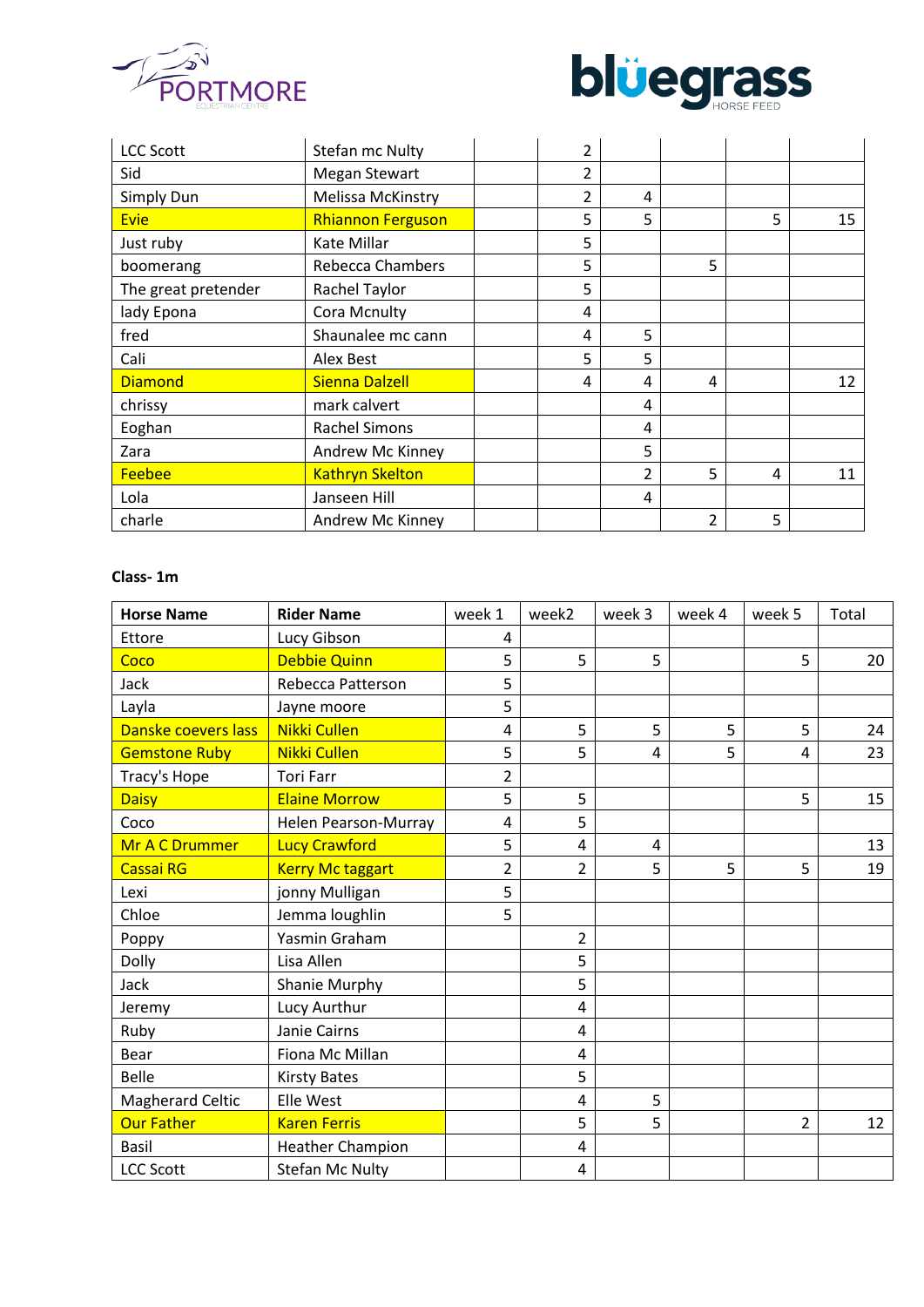| | | | | | | | |
|---|---|---|---|---|---|---|---|
| LCC Scott | Stefan mc Nulty | | 2 | | | | |
| Sid | Megan Stewart | | 2 | | | | |
| Simply Dun | Melissa McKinstry | | 2 | 4 | | | |
| Evie | Rhiannon Ferguson | | 5 | 5 | | 5 | 15 |
| Just ruby | Kate Millar | | 5 | | | | |
| boomerang | Rebecca Chambers | | 5 | | 5 | | |
| The great pretender | Rachel Taylor | | 5 | | | | |
| lady Epona | Cora Mcnulty | | 4 | | | | |
| fred | Shaunalee mc cann | | 4 | 5 | | | |
| Cali | Alex Best | | 5 | 5 | | | |
| Diamond | Sienna Dalzell | | 4 | 4 | 4 | | 12 |
| chrissy | mark calvert | | | 4 | | | |
| Eoghan | Rachel Simons | | | 4 | | | |
| Zara | Andrew Mc Kinney | | | 5 | | | |
| Feebee | Kathryn Skelton | | | 2 | 5 | 4 | 11 |
| Lola | Janseen Hill | | | 4 | | | |
| charle | Andrew Mc Kinney | | | | 2 | 5 | |

**Class- 1m**

| Horse Name | Rider Name | week 1 | week2 | week 3 | week 4 | week 5 | Total |
|---|---|---|---|---|---|---|---|
| Ettore | Lucy Gibson | 4 | | | | | |
| Coco | Debbie Quinn | 5 | 5 | 5 | | 5 | 20 |
| Jack | Rebecca Patterson | 5 | | | | | |
| Layla | Jayne moore | 5 | | | | | |
| Danske coevers lass | Nikki Cullen | 4 | 5 | 5 | 5 | 5 | 24 |
| Gemstone Ruby | Nikki Cullen | 5 | 5 | 4 | 5 | 4 | 23 |
| Tracy's Hope | Tori Farr | 2 | | | | | |
| Daisy | Elaine Morrow | 5 | 5 | | | 5 | 15 |
| Coco | Helen Pearson-Murray | 4 | 5 | | | | |
| Mr A C Drummer | Lucy Crawford | 5 | 4 | 4 | | | 13 |
| Cassai RG | Kerry Mc taggart | 2 | 2 | 5 | 5 | 5 | 19 |
| Lexi | jonny Mulligan | 5 | | | | | |
| Chloe | Jemma loughlin | 5 | | | | | |
| Poppy | Yasmin Graham | | 2 | | | | |
| Dolly | Lisa Allen | | 5 | | | | |
| Jack | Shanie Murphy | | 5 | | | | |
| Jeremy | Lucy Aurthur | | 4 | | | | |
| Ruby | Janie Cairns | | 4 | | | | |
| Bear | Fiona Mc Millan | | 4 | | | | |
| Belle | Kirsty Bates | | 5 | | | | |
| Magherard Celtic | Elle West | | 4 | 5 | | | |
| Our Father | Karen Ferris | | 5 | 5 | | 2 | 12 |
| Basil | Heather Champion | | 4 | | | | |
| LCC Scott | Stefan Mc Nulty | | 4 | | | | |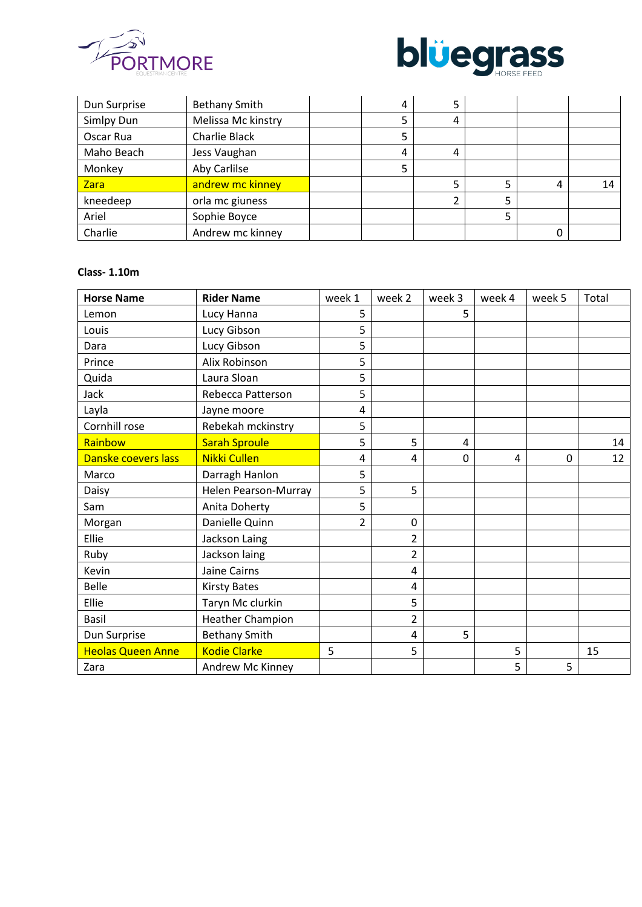| | | | | | | | |
|---|---|---|---|---|---|---|---|
| Dun Surprise | Bethany Smith | | 4 | 5 | | | |
| Simlpy Dun | Melissa Mc kinstry | | 5 | 4 | | | |
| Oscar Rua | Charlie Black | | 5 | | | | |
| Maho Beach | Jess Vaughan | | 4 | 4 | | | |
| Monkey | Aby Carlilse | | 5 | | | | |
| Zara | andrew mc kinney | | | 5 | 5 | 4 | 14 |
| kneedeep | orla mc giuness | | | 2 | 5 | | |
| Ariel | Sophie Boyce | | | | 5 | | |
| Charlie | Andrew mc kinney | | | | | 0 | |

**Class- 1.10m**

| Horse Name | Rider Name | week 1 | week 2 | week 3 | week 4 | week 5 | Total |
|---|---|---|---|---|---|---|---|
| Lemon | Lucy Hanna | 5 | | 5 | | | |
| Louis | Lucy Gibson | 5 | | | | | |
| Dara | Lucy Gibson | 5 | | | | | |
| Prince | Alix Robinson | 5 | | | | | |
| Quida | Laura Sloan | 5 | | | | | |
| Jack | Rebecca Patterson | 5 | | | | | |
| Layla | Jayne moore | 4 | | | | | |
| Cornhill rose | Rebekah mckinstry | 5 | | | | | |
| Rainbow | Sarah Sproule | 5 | 5 | 4 | | | 14 |
| Danske coevers lass | Nikki Cullen | 4 | 4 | 0 | 4 | 0 | 12 |
| Marco | Darragh Hanlon | 5 | | | | | |
| Daisy | Helen Pearson-Murray | 5 | 5 | | | | |
| Sam | Anita Doherty | 5 | | | | | |
| Morgan | Danielle Quinn | 2 | 0 | | | | |
| Ellie | Jackson Laing | | 2 | | | | |
| Ruby | Jackson laing | | 2 | | | | |
| Kevin | Jaine Cairns | | 4 | | | | |
| Belle | Kirsty Bates | | 4 | | | | |
| Ellie | Taryn Mc clurkin | | 5 | | | | |
| Basil | Heather Champion | | 2 | | | | |
| Dun Surprise | Bethany Smith | | 4 | 5 | | | |
| Heolas Queen Anne | Kodie Clarke | 5 | 5 | | 5 | | 15 |
| Zara | Andrew Mc Kinney | | | | 5 | 5 | |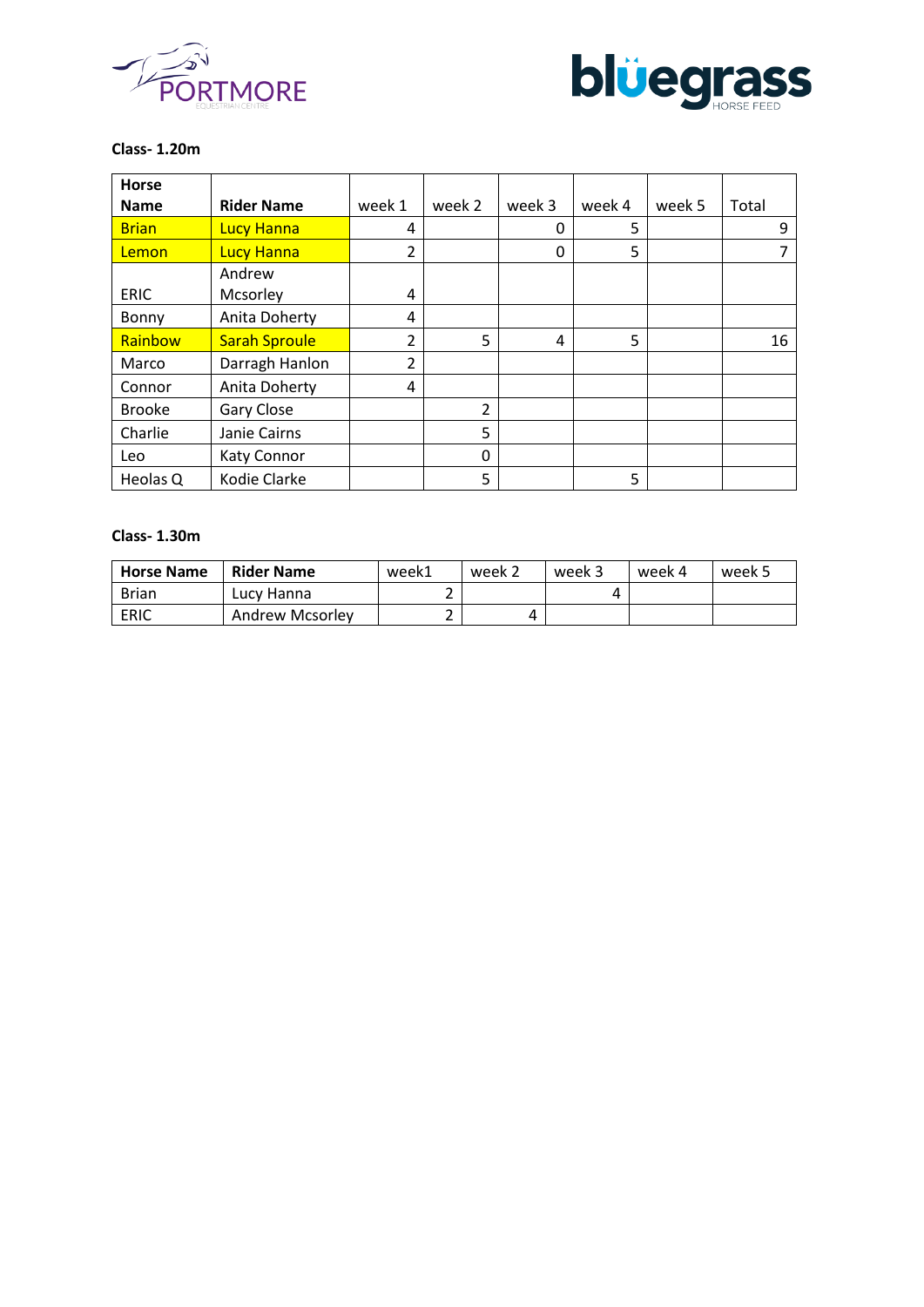**Class- 1.20m**

| Horse Name | Rider Name | week 1 | week 2 | week 3 | week 4 | week 5 | Total |
|---|---|---|---|---|---|---|---|
| Brian | Lucy Hanna | 4 | | 0 | 5 | | 9 |
| Lemon | Lucy Hanna | 2 | | 0 | 5 | | 7 |
| ERIC | Andrew Mcsorley | 4 | | | | | |
| Bonny | Anita Doherty | 4 | | | | | |
| Rainbow | Sarah Sproule | 2 | 5 | 4 | 5 | | 16 |
| Marco | Darragh Hanlon | 2 | | | | | |
| Connor | Anita Doherty | 4 | | | | | |
| Brooke | Gary Close | | 2 | | | | |
| Charlie | Janie Cairns | | 5 | | | | |
| Leo | Katy Connor | | 0 | | | | |
| Heolas Q | Kodie Clarke | | 5 | | 5 | | |

**Class- 1.30m**

| Horse Name | Rider Name | week1 | week 2 | week 3 | week 4 | week 5 |
|---|---|---|---|---|---|---|
| Brian | Lucy Hanna | 2 | | 4 | | |
| ERIC | Andrew Mcsorley | 2 | 4 | | | |